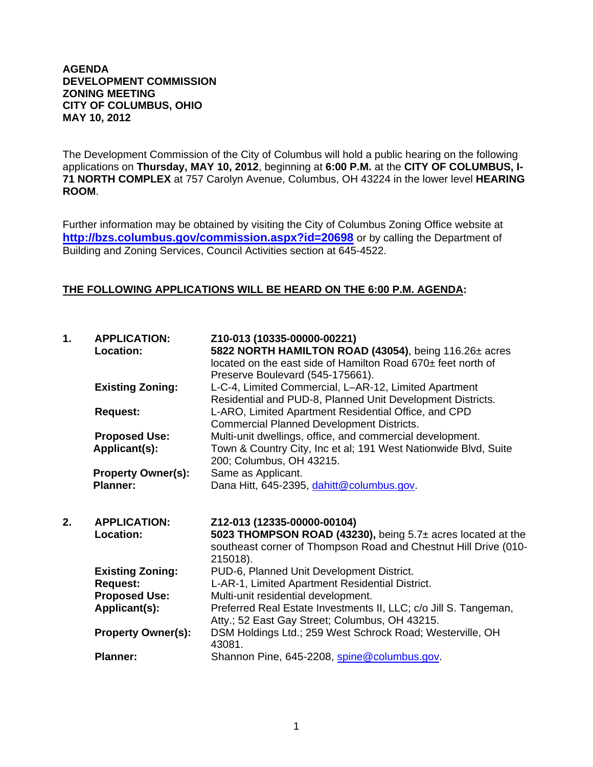**AGENDA**
**DEVELOPMENT COMMISSION**
**ZONING MEETING**
**CITY OF COLUMBUS, OHIO**
**MAY 10, 2012**

The Development Commission of the City of Columbus will hold a public hearing on the following applications on **Thursday, MAY 10, 2012**, beginning at **6:00 P.M.** at the **CITY OF COLUMBUS, I-71 NORTH COMPLEX** at 757 Carolyn Avenue, Columbus, OH 43224 in the lower level **HEARING ROOM**.

Further information may be obtained by visiting the City of Columbus Zoning Office website at **http://bzs.columbus.gov/commission.aspx?id=20698** or by calling the Department of Building and Zoning Services, Council Activities section at 645-4522.

**THE FOLLOWING APPLICATIONS WILL BE HEARD ON THE 6:00 P.M. AGENDA:**

**1. APPLICATION:** **Z10-013 (10335-00000-00221)**
**Location:** **5822 NORTH HAMILTON ROAD (43054)**, being 116.26± acres located on the east side of Hamilton Road 670± feet north of Preserve Boulevard (545-175661).
**Existing Zoning:** L-C-4, Limited Commercial, L–AR-12, Limited Apartment Residential and PUD-8, Planned Unit Development Districts.
**Request:** L-ARO, Limited Apartment Residential Office, and CPD Commercial Planned Development Districts.
**Proposed Use:** Multi-unit dwellings, office, and commercial development.
**Applicant(s):** Town & Country City, Inc et al; 191 West Nationwide Blvd, Suite 200; Columbus, OH 43215.
**Property Owner(s):** Same as Applicant.
**Planner:** Dana Hitt, 645-2395, dahitt@columbus.gov.

**2. APPLICATION:** **Z12-013 (12335-00000-00104)**
**Location:** **5023 THOMPSON ROAD (43230),** being 5.7± acres located at the southeast corner of Thompson Road and Chestnut Hill Drive (010-215018).
**Existing Zoning:** PUD-6, Planned Unit Development District.
**Request:** L-AR-1, Limited Apartment Residential District.
**Proposed Use:** Multi-unit residential development.
**Applicant(s):** Preferred Real Estate Investments II, LLC; c/o Jill S. Tangeman, Atty.; 52 East Gay Street; Columbus, OH 43215.
**Property Owner(s):** DSM Holdings Ltd.; 259 West Schrock Road; Westerville, OH 43081.
**Planner:** Shannon Pine, 645-2208, spine@columbus.gov.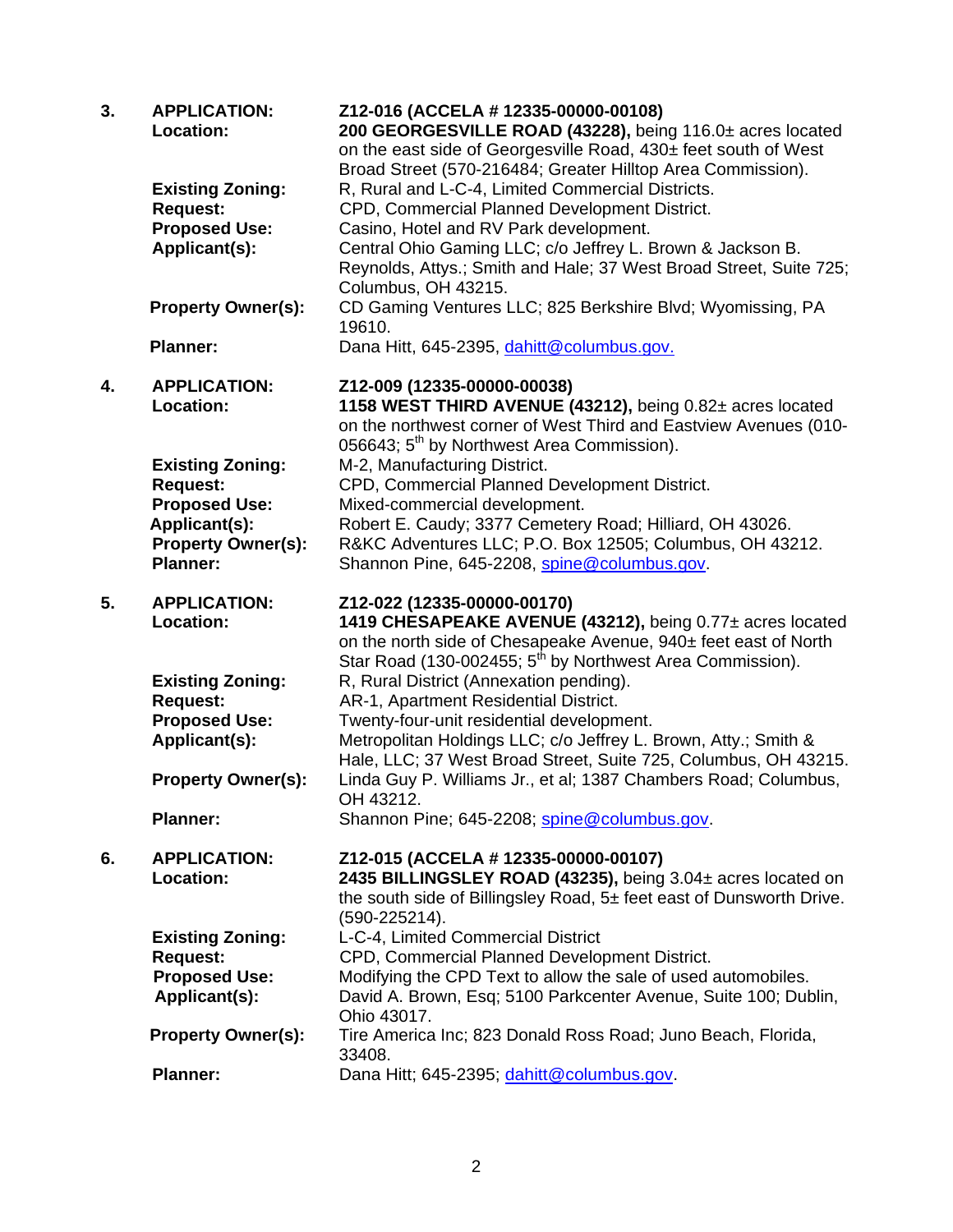**3.** **APPLICATION:** **Z12-016 (ACCELA # 12335-00000-00108)**
**Location:** **200 GEORGESVILLE ROAD (43228),** being 116.0± acres located on the east side of Georgesville Road, 430± feet south of West Broad Street (570-216484; Greater Hilltop Area Commission).
**Existing Zoning:** R, Rural and L-C-4, Limited Commercial Districts.
**Request:** CPD, Commercial Planned Development District.
**Proposed Use:** Casino, Hotel and RV Park development.
**Applicant(s):** Central Ohio Gaming LLC; c/o Jeffrey L. Brown & Jackson B. Reynolds, Attys.; Smith and Hale; 37 West Broad Street, Suite 725; Columbus, OH 43215.
**Property Owner(s):** CD Gaming Ventures LLC; 825 Berkshire Blvd; Wyomissing, PA 19610.
**Planner:** Dana Hitt, 645-2395, dahitt@columbus.gov.

**4.** **APPLICATION:** **Z12-009 (12335-00000-00038)**
**Location:** **1158 WEST THIRD AVENUE (43212),** being 0.82± acres located on the northwest corner of West Third and Eastview Avenues (010-056643; 5th by Northwest Area Commission).
**Existing Zoning:** M-2, Manufacturing District.
**Request:** CPD, Commercial Planned Development District.
**Proposed Use:** Mixed-commercial development.
**Applicant(s):** Robert E. Caudy; 3377 Cemetery Road; Hilliard, OH 43026.
**Property Owner(s):** R&KC Adventures LLC; P.O. Box 12505; Columbus, OH 43212.
**Planner:** Shannon Pine, 645-2208, spine@columbus.gov.

**5.** **APPLICATION:** **Z12-022 (12335-00000-00170)**
**Location:** **1419 CHESAPEAKE AVENUE (43212),** being 0.77± acres located on the north side of Chesapeake Avenue, 940± feet east of North Star Road (130-002455; 5th by Northwest Area Commission).
**Existing Zoning:** R, Rural District (Annexation pending).
**Request:** AR-1, Apartment Residential District.
**Proposed Use:** Twenty-four-unit residential development.
**Applicant(s):** Metropolitan Holdings LLC; c/o Jeffrey L. Brown, Atty.; Smith & Hale, LLC; 37 West Broad Street, Suite 725, Columbus, OH 43215.
**Property Owner(s):** Linda Guy P. Williams Jr., et al; 1387 Chambers Road; Columbus, OH 43212.
**Planner:** Shannon Pine; 645-2208; spine@columbus.gov.

**6.** **APPLICATION:** **Z12-015 (ACCELA # 12335-00000-00107)**
**Location:** **2435 BILLINGSLEY ROAD (43235),** being 3.04± acres located on the south side of Billingsley Road, 5± feet east of Dunsworth Drive. (590-225214).
**Existing Zoning:** L-C-4, Limited Commercial District
**Request:** CPD, Commercial Planned Development District.
**Proposed Use:** Modifying the CPD Text to allow the sale of used automobiles.
**Applicant(s):** David A. Brown, Esq; 5100 Parkcenter Avenue, Suite 100; Dublin, Ohio 43017.
**Property Owner(s):** Tire America Inc; 823 Donald Ross Road; Juno Beach, Florida, 33408.
**Planner:** Dana Hitt; 645-2395; dahitt@columbus.gov.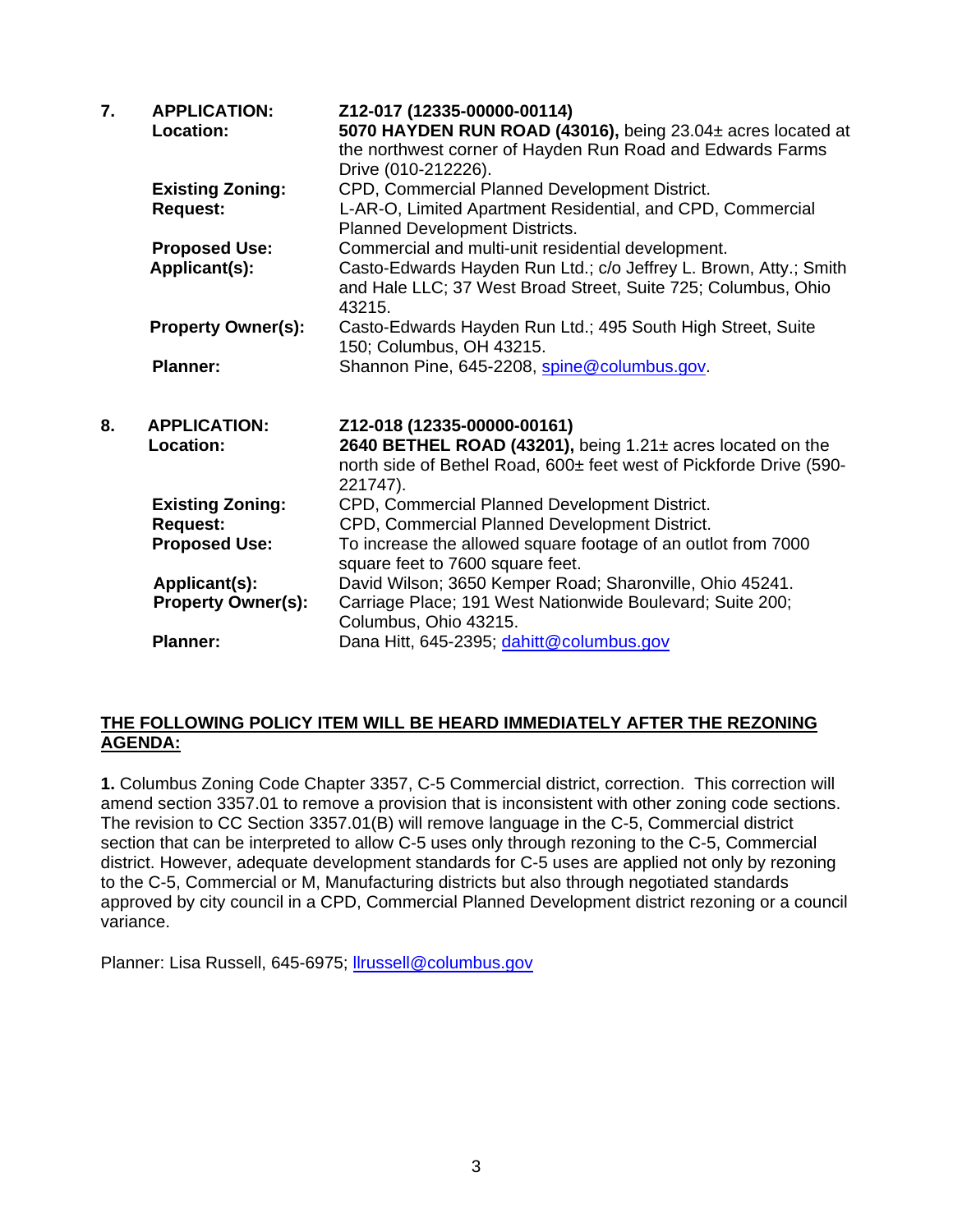**7. APPLICATION:** **Z12-017 (12335-00000-00114)**

**Location:** **5070 HAYDEN RUN ROAD (43016),** being 23.04± acres located at the northwest corner of Hayden Run Road and Edwards Farms Drive (010-212226).

**Existing Zoning:** CPD, Commercial Planned Development District.

**Request:** L-AR-O, Limited Apartment Residential, and CPD, Commercial Planned Development Districts.

**Proposed Use:** Commercial and multi-unit residential development.

**Applicant(s):** Casto-Edwards Hayden Run Ltd.; c/o Jeffrey L. Brown, Atty.; Smith and Hale LLC; 37 West Broad Street, Suite 725; Columbus, Ohio 43215.

**Property Owner(s):** Casto-Edwards Hayden Run Ltd.; 495 South High Street, Suite 150; Columbus, OH 43215.

**Planner:** Shannon Pine, 645-2208, spine@columbus.gov.

**8. APPLICATION:** **Z12-018 (12335-00000-00161)**

**Location:** **2640 BETHEL ROAD (43201),** being 1.21± acres located on the north side of Bethel Road, 600± feet west of Pickforde Drive (590-221747).

**Existing Zoning:** CPD, Commercial Planned Development District.

**Request:** CPD, Commercial Planned Development District.

**Proposed Use:** To increase the allowed square footage of an outlot from 7000 square feet to 7600 square feet.

**Applicant(s):** David Wilson; 3650 Kemper Road; Sharonville, Ohio 45241.

**Property Owner(s):** Carriage Place; 191 West Nationwide Boulevard; Suite 200; Columbus, Ohio 43215.

**Planner:** Dana Hitt, 645-2395; dahitt@columbus.gov

**THE FOLLOWING POLICY ITEM WILL BE HEARD IMMEDIATELY AFTER THE REZONING AGENDA:**

**1.** Columbus Zoning Code Chapter 3357, C-5 Commercial district, correction. This correction will amend section 3357.01 to remove a provision that is inconsistent with other zoning code sections. The revision to CC Section 3357.01(B) will remove language in the C-5, Commercial district section that can be interpreted to allow C-5 uses only through rezoning to the C-5, Commercial district. However, adequate development standards for C-5 uses are applied not only by rezoning to the C-5, Commercial or M, Manufacturing districts but also through negotiated standards approved by city council in a CPD, Commercial Planned Development district rezoning or a council variance.

Planner: Lisa Russell, 645-6975; llrussell@columbus.gov